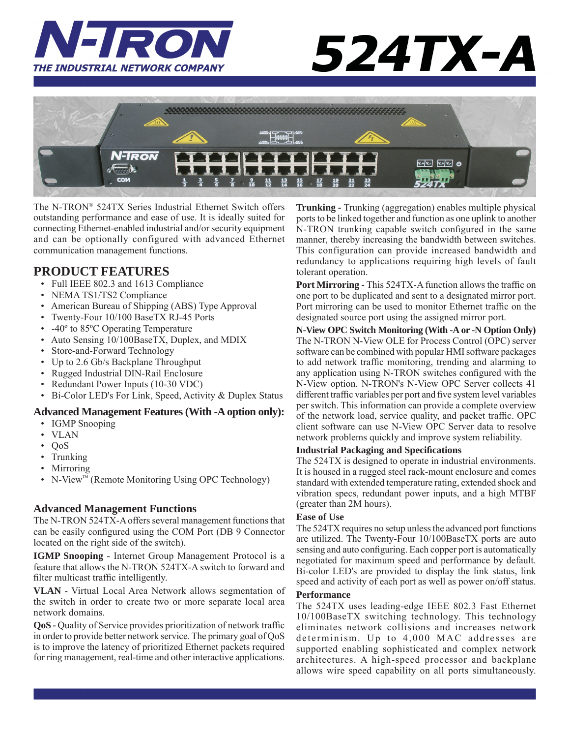# N-TRON

THE INDUSTRIAL NETWORK COMPANY

# 524TX-A

The N-TRON® 524TX Series Industrial Ethernet Switch offers outstanding performance and ease of use. It is ideally suited for connecting Ethernet-enabled industrial and/or security equipment and can be optionally configured with advanced Ethernet communication management functions.

## PRODUCT FEATURES

- Full IEEE 802.3 and 1613 Compliance
- NEMA TS1/TS2 Compliance
- American Bureau of Shipping (ABS) Type Approval
- Twenty-Four 10/100 BaseTX RJ-45 Ports
- -40º to 85ºC Operating Temperature
- Auto Sensing 10/100BaseTX, Duplex, and MDIX
- Store-and-Forward Technology
- Up to 2.6 Gb/s Backplane Throughput
- Rugged Industrial DIN-Rail Enclosure
- Redundant Power Inputs (10-30 VDC)
- Bi-Color LED's For Link, Speed, Activity & Duplex Status

### Advanced Management Features (With -A option only):

- IGMP Snooping
- VLAN
- QoS
- Trunking
- Mirroring
- N-View™ (Remote Monitoring Using OPC Technology)

### Advanced Management Functions

The N-TRON 524TX-A offers several management functions that can be easily configured using the COM Port (DB 9 Connector located on the right side of the switch).

**IGMP Snooping** - Internet Group Management Protocol is a feature that allows the N-TRON 524TX-A switch to forward and filter multicast traffic intelligently.

**VLAN** - Virtual Local Area Network allows segmentation of the switch in order to create two or more separate local area network domains.

**QoS** - Quality of Service provides prioritization of network traffic in order to provide better network service. The primary goal of QoS is to improve the latency of prioritized Ethernet packets required for ring management, real-time and other interactive applications.

**Trunking** - Trunking (aggregation) enables multiple physical ports to be linked together and function as one uplink to another N-TRON trunking capable switch configured in the same manner, thereby increasing the bandwidth between switches. This configuration can provide increased bandwidth and redundancy to applications requiring high levels of fault tolerant operation.

**Port Mirroring** - This 524TX-A function allows the traffic on one port to be duplicated and sent to a designated mirror port. Port mirroring can be used to monitor Ethernet traffic on the designated source port using the assigned mirror port.

**N-View OPC Switch Monitoring (With -A or -N Option Only)**
The N-TRON N-View OLE for Process Control (OPC) server software can be combined with popular HMI software packages to add network traffic monitoring, trending and alarming to any application using N-TRON switches configured with the N-View option. N-TRON's N-View OPC Server collects 41 different traffic variables per port and five system level variables per switch. This information can provide a complete overview of the network load, service quality, and packet traffic. OPC client software can use N-View OPC Server data to resolve network problems quickly and improve system reliability.

**Industrial Packaging and Specifications**
The 524TX is designed to operate in industrial environments. It is housed in a rugged steel rack-mount enclosure and comes standard with extended temperature rating, extended shock and vibration specs, redundant power inputs, and a high MTBF (greater than 2M hours).

**Ease of Use**
The 524TX requires no setup unless the advanced port functions are utilized. The Twenty-Four 10/100BaseTX ports are auto sensing and auto configuring. Each copper port is automatically negotiated for maximum speed and performance by default. Bi-color LED's are provided to display the link status, link speed and activity of each port as well as power on/off status.

**Performance**
The 524TX uses leading-edge IEEE 802.3 Fast Ethernet 10/100BaseTX switching technology. This technology eliminates network collisions and increases network determinism. Up to 4,000 MAC addresses are supported enabling sophisticated and complex network architectures. A high-speed processor and backplane allows wire speed capability on all ports simultaneously.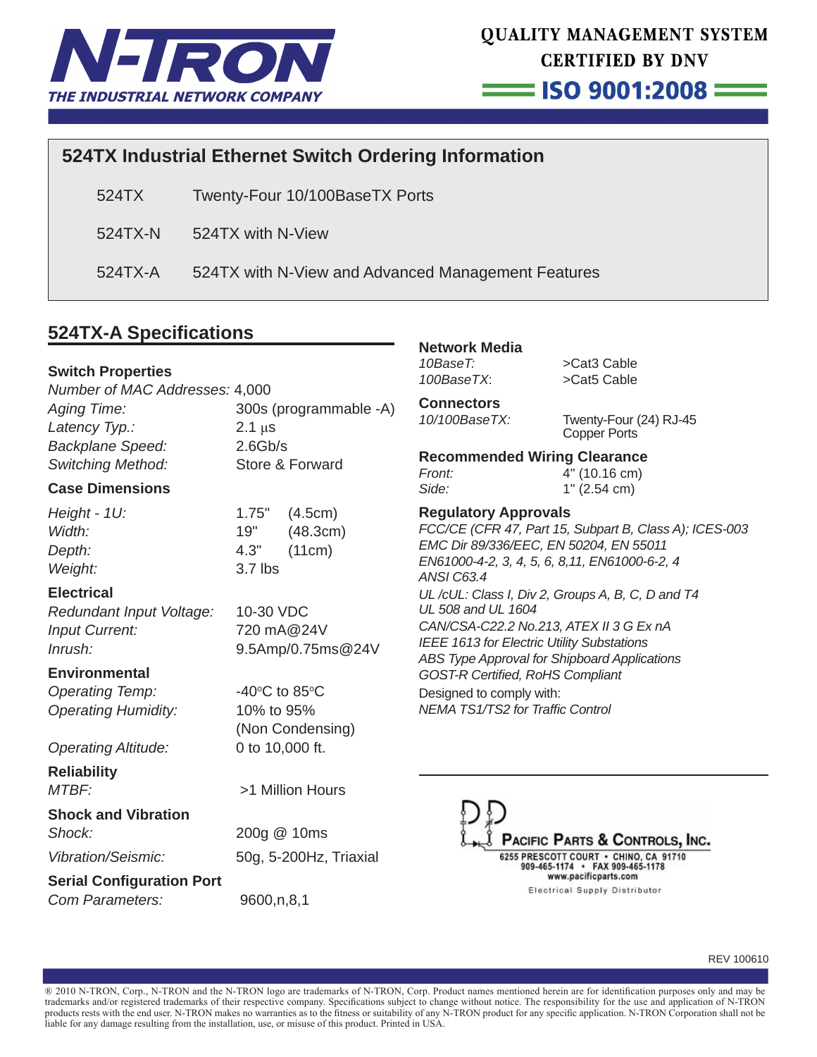N-TRON
THE INDUSTRIAL NETWORK COMPANY

QUALITY MANAGEMENT SYSTEM
CERTIFIED BY DNV
ISO 9001:2008

## 524TX Industrial Ethernet Switch Ordering Information

| | |
|---|---|
| 524TX | Twenty-Four 10/100BaseTX Ports |
| 524TX-N | 524TX with N-View |
| 524TX-A | 524TX with N-View and Advanced Management Features |

## 524TX-A Specifications

### Switch Properties

| | |
|---|---|
| *Number of MAC Addresses:* | 4,000 |
| *Aging Time:* | 300s (programmable -A) |
| *Latency Typ.:* | 2.1 µs |
| *Backplane Speed:* | 2.6Gb/s |
| *Switching Method:* | Store & Forward |

### Case Dimensions

| | | |
|---|---|---|
| *Height - 1U:* | 1.75" | (4.5cm) |
| *Width:* | 19" | (48.3cm) |
| *Depth:* | 4.3" | (11cm) |
| *Weight:* | 3.7 lbs | |

### Electrical

| | |
|---|---|
| *Redundant Input Voltage:* | 10-30 VDC |
| *Input Current:* | 720 mA@24V |
| *Inrush:* | 9.5Amp/0.75ms@24V |

### Environmental

| | |
|---|---|
| *Operating Temp:* | -40°C to 85°C |
| *Operating Humidity:* | 10% to 95% (Non Condensing) |
| *Operating Altitude:* | 0 to 10,000 ft. |

### Reliability

| | |
|---|---|
| *MTBF:* | >1 Million Hours |

### Shock and Vibration

| | |
|---|---|
| *Shock:* | 200g @ 10ms |
| *Vibration/Seismic:* | 50g, 5-200Hz, Triaxial |

### Serial Configuration Port

| | |
|---|---|
| *Com Parameters:* | 9600,n,8,1 |

### Network Media

| | |
|---|---|
| *10BaseT:* | >Cat3 Cable |
| *100BaseTX:* | >Cat5 Cable |

### Connectors

| | |
|---|---|
| *10/100BaseTX:* | Twenty-Four (24) RJ-45 Copper Ports |

### Recommended Wiring Clearance

| | |
|---|---|
| *Front:* | 4" (10.16 cm) |
| *Side:* | 1" (2.54 cm) |

### Regulatory Approvals

*FCC/CE (CFR 47, Part 15, Subpart B, Class A); ICES-003*
*EMC Dir 89/336/EEC, EN 50204, EN 55011*
*EN61000-4-2, 3, 4, 5, 6, 8,11, EN61000-6-2, 4*
*ANSI C63.4*
*UL /cUL: Class I, Div 2, Groups A, B, C, D and T4*
*UL 508 and UL 1604*
*CAN/CSA-C22.2 No.213, ATEX II 3 G Ex nA*
*IEEE 1613 for Electric Utility Substations*
*ABS Type Approval for Shipboard Applications*
*GOST-R Certified, RoHS Compliant*
Designed to comply with:
*NEMA TS1/TS2 for Traffic Control*

PACIFIC PARTS & CONTROLS, INC.
6255 PRESCOTT COURT • CHINO, CA 91710
909-465-1174 • FAX 909-465-1178
www.pacificparts.com
Electrical Supply Distributor

REV 100610

® 2010 N-TRON, Corp., N-TRON and the N-TRON logo are trademarks of N-TRON, Corp. Product names mentioned herein are for identification purposes only and may be trademarks and/or registered trademarks of their respective company. Specifications subject to change without notice. The responsibility for the use and application of N-TRON products rests with the end user. N-TRON makes no warranties as to the fitness or suitability of any N-TRON product for any specific application. N-TRON Corporation shall not be liable for any damage resulting from the installation, use, or misuse of this product. Printed in USA.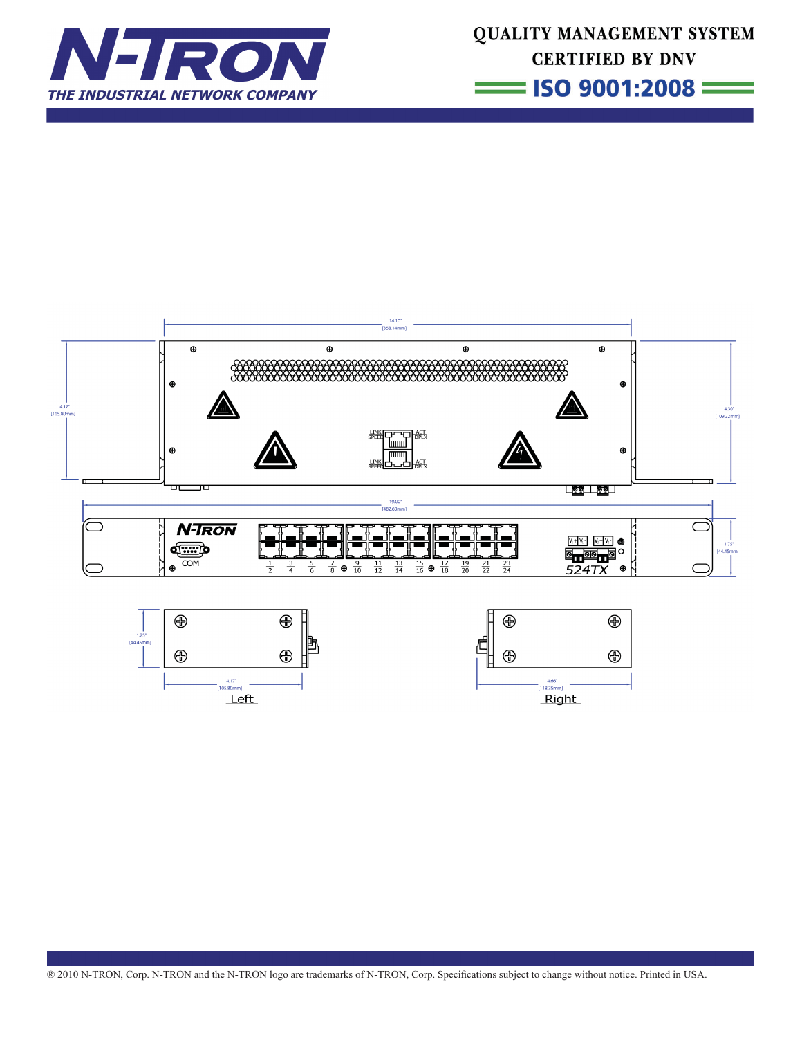N-TRON
THE INDUSTRIAL NETWORK COMPANY

QUALITY MANAGEMENT SYSTEM
CERTIFIED BY DNV
ISO 9001:2008

14.10"
[358.14mm]

4.17"
[105.80mm]

4.30"
[109.22mm]

LINK SPEED
ACT DPLX
LINK SPEED
ACT DPLX

19.00"
[482.60mm]

N-TRON
COM
1 2 3 4 5 6 7 8 9 10 11 12 13 14 15 16 17 18 19 20 21 22 23 24
524TX

1.75"
[44.45mm]

1.75"
[44.45mm]

4.17"
[105.80mm]
Left

4.66"
[118.35mm]
Right

® 2010 N-TRON, Corp. N-TRON and the N-TRON logo are trademarks of N-TRON, Corp. Specifications subject to change without notice. Printed in USA.